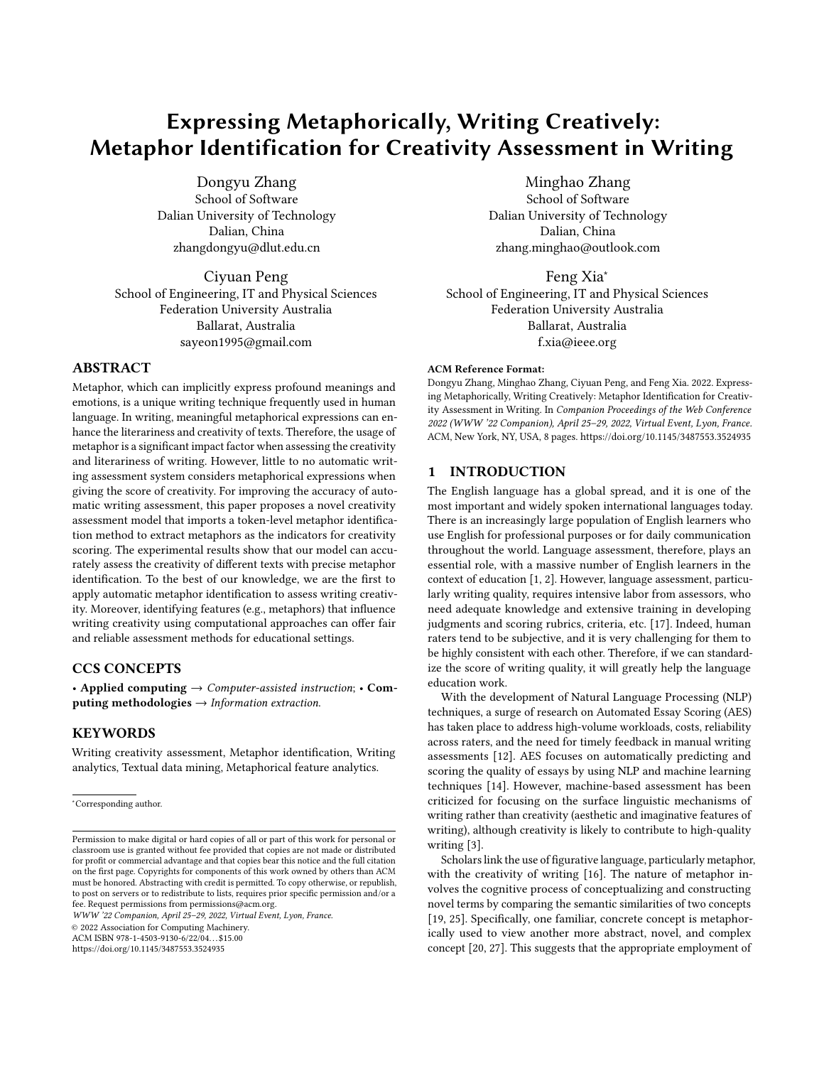# Expressing Metaphorically, Writing Creatively: Metaphor Identification for Creativity Assessment in Writing

Dongyu Zhang
School of Software
Dalian University of Technology
Dalian, China
zhangdongyu@dlut.edu.cn

Minghao Zhang
School of Software
Dalian University of Technology
Dalian, China
zhang.minghao@outlook.com

Ciyuan Peng
School of Engineering, IT and Physical Sciences
Federation University Australia
Ballarat, Australia
sayeon1995@gmail.com

Feng Xia*
School of Engineering, IT and Physical Sciences
Federation University Australia
Ballarat, Australia
f.xia@ieee.org

## ABSTRACT

Metaphor, which can implicitly express profound meanings and emotions, is a unique writing technique frequently used in human language. In writing, meaningful metaphorical expressions can enhance the literariness and creativity of texts. Therefore, the usage of metaphor is a significant impact factor when assessing the creativity and literariness of writing. However, little to no automatic writing assessment system considers metaphorical expressions when giving the score of creativity. For improving the accuracy of automatic writing assessment, this paper proposes a novel creativity assessment model that imports a token-level metaphor identification method to extract metaphors as the indicators for creativity scoring. The experimental results show that our model can accurately assess the creativity of different texts with precise metaphor identification. To the best of our knowledge, we are the first to apply automatic metaphor identification to assess writing creativity. Moreover, identifying features (e.g., metaphors) that influence writing creativity using computational approaches can offer fair and reliable assessment methods for educational settings.

## CCS CONCEPTS

• **Applied computing** → *Computer-assisted instruction*; • **Computing methodologies** → *Information extraction*.

## KEYWORDS

Writing creativity assessment, Metaphor identification, Writing analytics, Textual data mining, Metaphorical feature analytics.

*Corresponding author.

Permission to make digital or hard copies of all or part of this work for personal or classroom use is granted without fee provided that copies are not made or distributed for profit or commercial advantage and that copies bear this notice and the full citation on the first page. Copyrights for components of this work owned by others than ACM must be honored. Abstracting with credit is permitted. To copy otherwise, or republish, to post on servers or to redistribute to lists, requires prior specific permission and/or a fee. Request permissions from permissions@acm.org.
*WWW '22 Companion, April 25–29, 2022, Virtual Event, Lyon, France.*
© 2022 Association for Computing Machinery.
ACM ISBN 978-1-4503-9130-6/22/04…$15.00
https://doi.org/10.1145/3487553.3524935

**ACM Reference Format:**
Dongyu Zhang, Minghao Zhang, Ciyuan Peng, and Feng Xia. 2022. Expressing Metaphorically, Writing Creatively: Metaphor Identification for Creativity Assessment in Writing. In *Companion Proceedings of the Web Conference 2022 (WWW '22 Companion), April 25–29, 2022, Virtual Event, Lyon, France.* ACM, New York, NY, USA, 8 pages. https://doi.org/10.1145/3487553.3524935

## 1 INTRODUCTION

The English language has a global spread, and it is one of the most important and widely spoken international languages today. There is an increasingly large population of English learners who use English for professional purposes or for daily communication throughout the world. Language assessment, therefore, plays an essential role, with a massive number of English learners in the context of education [1, 2]. However, language assessment, particularly writing quality, requires intensive labor from assessors, who need adequate knowledge and extensive training in developing judgments and scoring rubrics, criteria, etc. [17]. Indeed, human raters tend to be subjective, and it is very challenging for them to be highly consistent with each other. Therefore, if we can standardize the score of writing quality, it will greatly help the language education work.

With the development of Natural Language Processing (NLP) techniques, a surge of research on Automated Essay Scoring (AES) has taken place to address high-volume workloads, costs, reliability across raters, and the need for timely feedback in manual writing assessments [12]. AES focuses on automatically predicting and scoring the quality of essays by using NLP and machine learning techniques [14]. However, machine-based assessment has been criticized for focusing on the surface linguistic mechanisms of writing rather than creativity (aesthetic and imaginative features of writing), although creativity is likely to contribute to high-quality writing [3].

Scholars link the use of figurative language, particularly metaphor, with the creativity of writing [16]. The nature of metaphor involves the cognitive process of conceptualizing and constructing novel terms by comparing the semantic similarities of two concepts [19, 25]. Specifically, one familiar, concrete concept is metaphorically used to view another more abstract, novel, and complex concept [20, 27]. This suggests that the appropriate employment of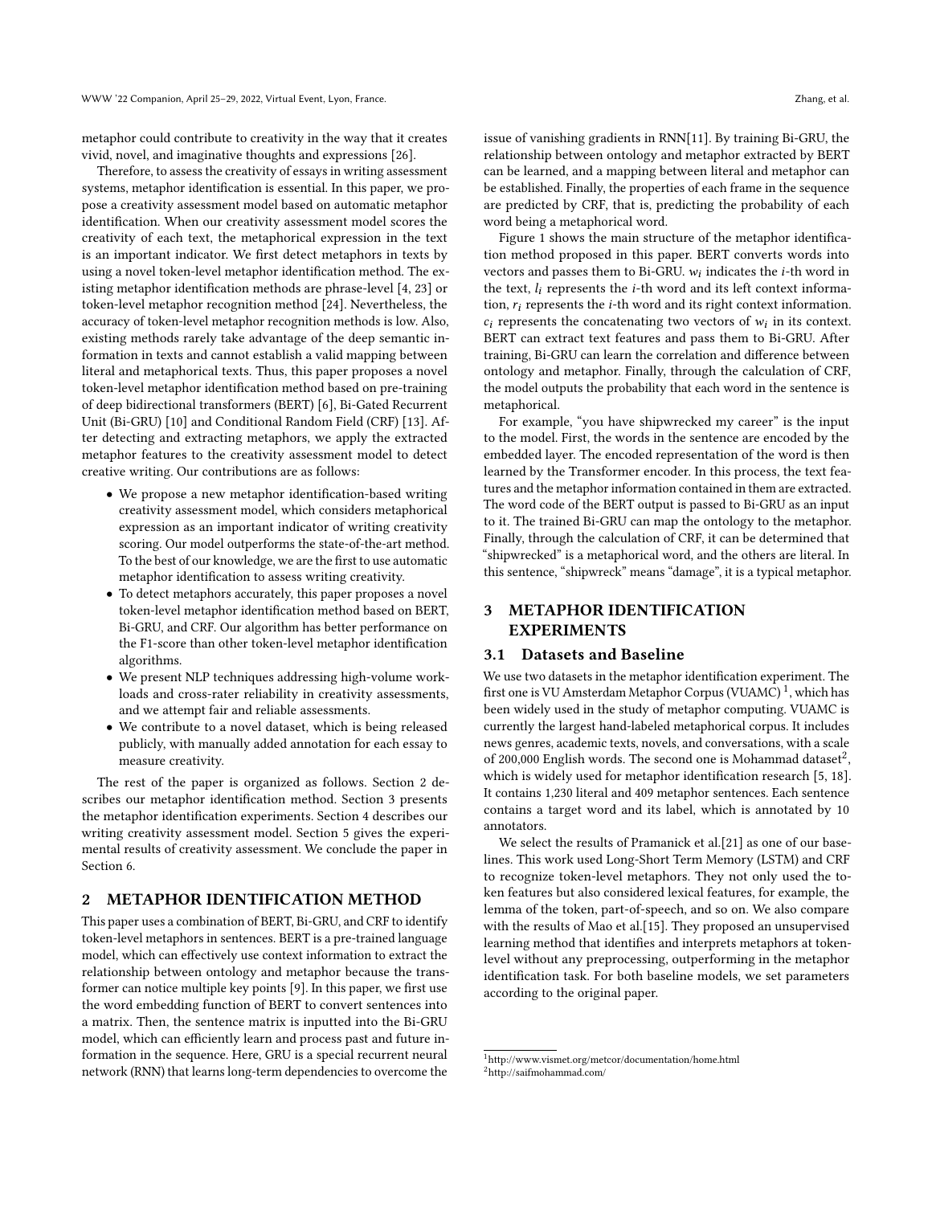metaphor could contribute to creativity in the way that it creates vivid, novel, and imaginative thoughts and expressions [26].

Therefore, to assess the creativity of essays in writing assessment systems, metaphor identification is essential. In this paper, we propose a creativity assessment model based on automatic metaphor identification. When our creativity assessment model scores the creativity of each text, the metaphorical expression in the text is an important indicator. We first detect metaphors in texts by using a novel token-level metaphor identification method. The existing metaphor identification methods are phrase-level [4, 23] or token-level metaphor recognition method [24]. Nevertheless, the accuracy of token-level metaphor recognition methods is low. Also, existing methods rarely take advantage of the deep semantic information in texts and cannot establish a valid mapping between literal and metaphorical texts. Thus, this paper proposes a novel token-level metaphor identification method based on pre-training of deep bidirectional transformers (BERT) [6], Bi-Gated Recurrent Unit (Bi-GRU) [10] and Conditional Random Field (CRF) [13]. After detecting and extracting metaphors, we apply the extracted metaphor features to the creativity assessment model to detect creative writing. Our contributions are as follows:

- We propose a new metaphor identification-based writing creativity assessment model, which considers metaphorical expression as an important indicator of writing creativity scoring. Our model outperforms the state-of-the-art method. To the best of our knowledge, we are the first to use automatic metaphor identification to assess writing creativity.
- To detect metaphors accurately, this paper proposes a novel token-level metaphor identification method based on BERT, Bi-GRU, and CRF. Our algorithm has better performance on the F1-score than other token-level metaphor identification algorithms.
- We present NLP techniques addressing high-volume workloads and cross-rater reliability in creativity assessments, and we attempt fair and reliable assessments.
- We contribute to a novel dataset, which is being released publicly, with manually added annotation for each essay to measure creativity.

The rest of the paper is organized as follows. Section 2 describes our metaphor identification method. Section 3 presents the metaphor identification experiments. Section 4 describes our writing creativity assessment model. Section 5 gives the experimental results of creativity assessment. We conclude the paper in Section 6.

## 2 METAPHOR IDENTIFICATION METHOD

This paper uses a combination of BERT, Bi-GRU, and CRF to identify token-level metaphors in sentences. BERT is a pre-trained language model, which can effectively use context information to extract the relationship between ontology and metaphor because the transformer can notice multiple key points [9]. In this paper, we first use the word embedding function of BERT to convert sentences into a matrix. Then, the sentence matrix is inputted into the Bi-GRU model, which can efficiently learn and process past and future information in the sequence. Here, GRU is a special recurrent neural network (RNN) that learns long-term dependencies to overcome the issue of vanishing gradients in RNN[11]. By training Bi-GRU, the relationship between ontology and metaphor extracted by BERT can be learned, and a mapping between literal and metaphor can be established. Finally, the properties of each frame in the sequence are predicted by CRF, that is, predicting the probability of each word being a metaphorical word.

Figure 1 shows the main structure of the metaphor identification method proposed in this paper. BERT converts words into vectors and passes them to Bi-GRU. $w_i$ indicates the $i$-th word in the text, $l_i$ represents the $i$-th word and its left context information, $r_i$ represents the $i$-th word and its right context information. $c_i$ represents the concatenating two vectors of $w_i$ in its context. BERT can extract text features and pass them to Bi-GRU. After training, Bi-GRU can learn the correlation and difference between ontology and metaphor. Finally, through the calculation of CRF, the model outputs the probability that each word in the sentence is metaphorical.

For example, "you have shipwrecked my career" is the input to the model. First, the words in the sentence are encoded by the embedded layer. The encoded representation of the word is then learned by the Transformer encoder. In this process, the text features and the metaphor information contained in them are extracted. The word code of the BERT output is passed to Bi-GRU as an input to it. The trained Bi-GRU can map the ontology to the metaphor. Finally, through the calculation of CRF, it can be determined that "shipwrecked" is a metaphorical word, and the others are literal. In this sentence, "shipwreck" means "damage", it is a typical metaphor.

## 3 METAPHOR IDENTIFICATION EXPERIMENTS

### 3.1 Datasets and Baseline

We use two datasets in the metaphor identification experiment. The first one is VU Amsterdam Metaphor Corpus (VUAMC) [1], which has been widely used in the study of metaphor computing. VUAMC is currently the largest hand-labeled metaphorical corpus. It includes news genres, academic texts, novels, and conversations, with a scale of 200,000 English words. The second one is Mohammad dataset[2], which is widely used for metaphor identification research [5, 18]. It contains 1,230 literal and 409 metaphor sentences. Each sentence contains a target word and its label, which is annotated by 10 annotators.

We select the results of Pramanick et al.[21] as one of our baselines. This work used Long-Short Term Memory (LSTM) and CRF to recognize token-level metaphors. They not only used the token features but also considered lexical features, for example, the lemma of the token, part-of-speech, and so on. We also compare with the results of Mao et al.[15]. They proposed an unsupervised learning method that identifies and interprets metaphors at token-level without any preprocessing, outperforming in the metaphor identification task. For both baseline models, we set parameters according to the original paper.

[1] http://www.vismet.org/metcor/documentation/home.html
[2] http://saifmohammad.com/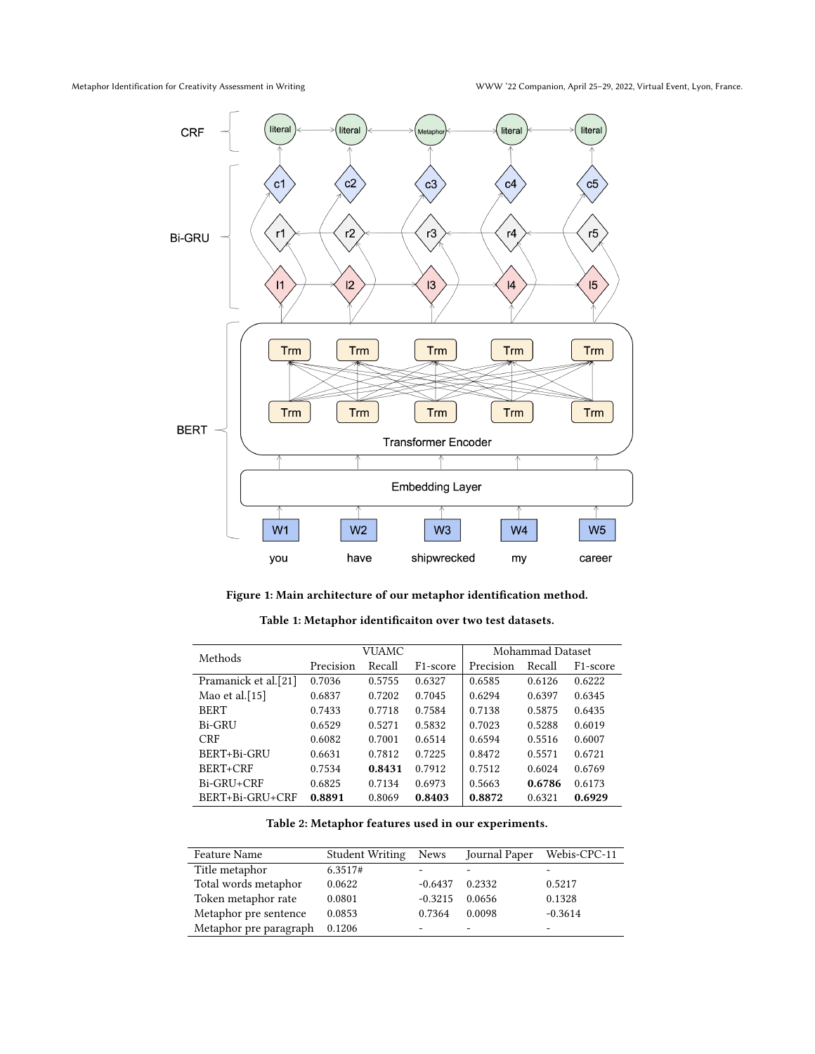Figure 1: Main architecture of our metaphor identification method.

Table 1: Metaphor identificaiton over two test datasets.

| Methods | VUAMC | | | Mohammad Dataset | | |
|---|---|---|---|---|---|---|
| | Precision | Recall | F1-score | Precision | Recall | F1-score |
| Pramanick et al.[21] | 0.7036 | 0.5755 | 0.6327 | 0.6585 | 0.6126 | 0.6222 |
| Mao et al.[15] | 0.6837 | 0.7202 | 0.7045 | 0.6294 | 0.6397 | 0.6345 |
| BERT | 0.7433 | 0.7718 | 0.7584 | 0.7138 | 0.5875 | 0.6435 |
| Bi-GRU | 0.6529 | 0.5271 | 0.5832 | 0.7023 | 0.5288 | 0.6019 |
| CRF | 0.6082 | 0.7001 | 0.6514 | 0.6594 | 0.5516 | 0.6007 |
| BERT+Bi-GRU | 0.6631 | 0.7812 | 0.7225 | 0.8472 | 0.5571 | 0.6721 |
| BERT+CRF | 0.7534 | **0.8431** | 0.7912 | 0.7512 | 0.6024 | 0.6769 |
| Bi-GRU+CRF | 0.6825 | 0.7134 | 0.6973 | 0.5663 | **0.6786** | 0.6173 |
| BERT+Bi-GRU+CRF | **0.8891** | 0.8069 | **0.8403** | **0.8872** | 0.6321 | **0.6929** |

Table 2: Metaphor features used in our experiments.

| Feature Name | Student Writing | News | Journal Paper | Webis-CPC-11 |
|---|---|---|---|---|
| Title metaphor | 6.3517# | - | - | - |
| Total words metaphor | 0.0622 | -0.6437 | 0.2332 | 0.5217 |
| Token metaphor rate | 0.0801 | -0.3215 | 0.0656 | 0.1328 |
| Metaphor pre sentence | 0.0853 | 0.7364 | 0.0098 | -0.3614 |
| Metaphor pre paragraph | 0.1206 | - | - | - |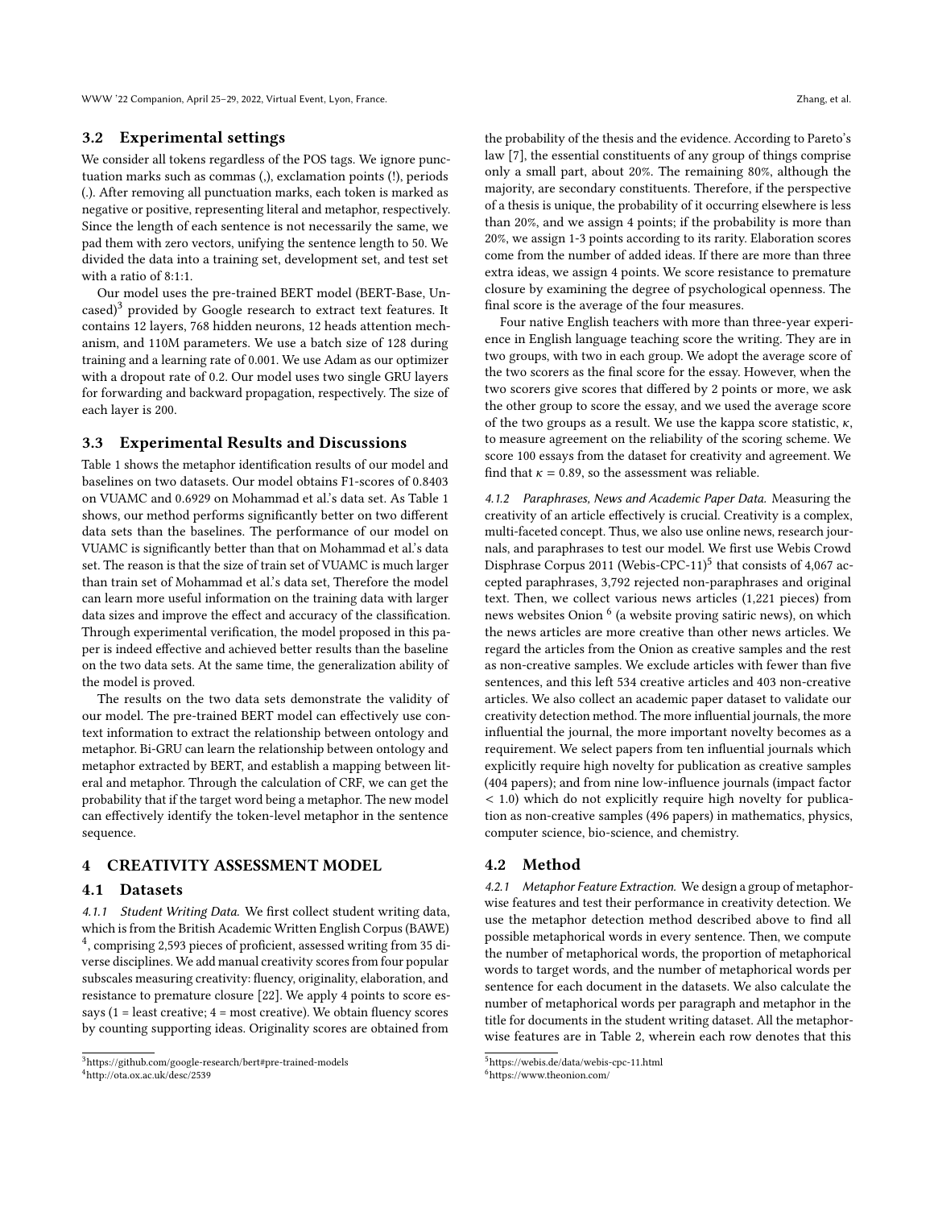### 3.2 Experimental settings

We consider all tokens regardless of the POS tags. We ignore punctuation marks such as commas (,), exclamation points (!), periods (.). After removing all punctuation marks, each token is marked as negative or positive, representing literal and metaphor, respectively. Since the length of each sentence is not necessarily the same, we pad them with zero vectors, unifying the sentence length to 50. We divided the data into a training set, development set, and test set with a ratio of 8:1:1.

Our model uses the pre-trained BERT model (BERT-Base, Uncased)[3] provided by Google research to extract text features. It contains 12 layers, 768 hidden neurons, 12 heads attention mechanism, and 110M parameters. We use a batch size of 128 during training and a learning rate of 0.001. We use Adam as our optimizer with a dropout rate of 0.2. Our model uses two single GRU layers for forwarding and backward propagation, respectively. The size of each layer is 200.

### 3.3 Experimental Results and Discussions

Table 1 shows the metaphor identification results of our model and baselines on two datasets. Our model obtains F1-scores of 0.8403 on VUAMC and 0.6929 on Mohammad et al.'s data set. As Table 1 shows, our method performs significantly better on two different data sets than the baselines. The performance of our model on VUAMC is significantly better than that on Mohammad et al.'s data set. The reason is that the size of train set of VUAMC is much larger than train set of Mohammad et al.'s data set, Therefore the model can learn more useful information on the training data with larger data sizes and improve the effect and accuracy of the classification. Through experimental verification, the model proposed in this paper is indeed effective and achieved better results than the baseline on the two data sets. At the same time, the generalization ability of the model is proved.

The results on the two data sets demonstrate the validity of our model. The pre-trained BERT model can effectively use context information to extract the relationship between ontology and metaphor. Bi-GRU can learn the relationship between ontology and metaphor extracted by BERT, and establish a mapping between literal and metaphor. Through the calculation of CRF, we can get the probability that if the target word being a metaphor. The new model can effectively identify the token-level metaphor in the sentence sequence.

## 4 CREATIVITY ASSESSMENT MODEL

### 4.1 Datasets

*4.1.1 Student Writing Data.* We first collect student writing data, which is from the British Academic Written English Corpus (BAWE)[4], comprising 2,593 pieces of proficient, assessed writing from 35 diverse disciplines. We add manual creativity scores from four popular subscales measuring creativity: fluency, originality, elaboration, and resistance to premature closure [22]. We apply 4 points to score essays (1 = least creative; 4 = most creative). We obtain fluency scores by counting supporting ideas. Originality scores are obtained from the probability of the thesis and the evidence. According to Pareto's law [7], the essential constituents of any group of things comprise only a small part, about 20%. The remaining 80%, although the majority, are secondary constituents. Therefore, if the perspective of a thesis is unique, the probability of it occurring elsewhere is less than 20%, and we assign 4 points; if the probability is more than 20%, we assign 1-3 points according to its rarity. Elaboration scores come from the number of added ideas. If there are more than three extra ideas, we assign 4 points. We score resistance to premature closure by examining the degree of psychological openness. The final score is the average of the four measures.

Four native English teachers with more than three-year experience in English language teaching score the writing. They are in two groups, with two in each group. We adopt the average score of the two scorers as the final score for the essay. However, when the two scorers give scores that differed by 2 points or more, we ask the other group to score the essay, and we used the average score of the two groups as a result. We use the kappa score statistic, $\kappa$, to measure agreement on the reliability of the scoring scheme. We score 100 essays from the dataset for creativity and agreement. We find that $\kappa = 0.89$, so the assessment was reliable.

*4.1.2 Paraphrases, News and Academic Paper Data.* Measuring the creativity of an article effectively is crucial. Creativity is a complex, multi-faceted concept. Thus, we also use online news, research journals, and paraphrases to test our model. We first use Webis Crowd Disphrase Corpus 2011 (Webis-CPC-11)[5] that consists of 4,067 accepted paraphrases, 3,792 rejected non-paraphrases and original text. Then, we collect various news articles (1,221 pieces) from news websites Onion [6] (a website proving satiric news), on which the news articles are more creative than other news articles. We regard the articles from the Onion as creative samples and the rest as non-creative samples. We exclude articles with fewer than five sentences, and this left 534 creative articles and 403 non-creative articles. We also collect an academic paper dataset to validate our creativity detection method. The more influential journals, the more influential the journal, the more important novelty becomes as a requirement. We select papers from ten influential journals which explicitly require high novelty for publication as creative samples (404 papers); and from nine low-influence journals (impact factor $< 1.0$) which do not explicitly require high novelty for publication as non-creative samples (496 papers) in mathematics, physics, computer science, bio-science, and chemistry.

### 4.2 Method

*4.2.1 Metaphor Feature Extraction.* We design a group of metaphor-wise features and test their performance in creativity detection. We use the metaphor detection method described above to find all possible metaphorical words in every sentence. Then, we compute the number of metaphorical words, the proportion of metaphorical words to target words, and the number of metaphorical words per sentence for each document in the datasets. We also calculate the number of metaphorical words per paragraph and metaphor in the title for documents in the student writing dataset. All the metaphor-wise features are in Table 2, wherein each row denotes that this

[3] https://github.com/google-research/bert#pre-trained-models

[4] http://ota.ox.ac.uk/desc/2539

[5] https://webis.de/data/webis-cpc-11.html

[6] https://www.theonion.com/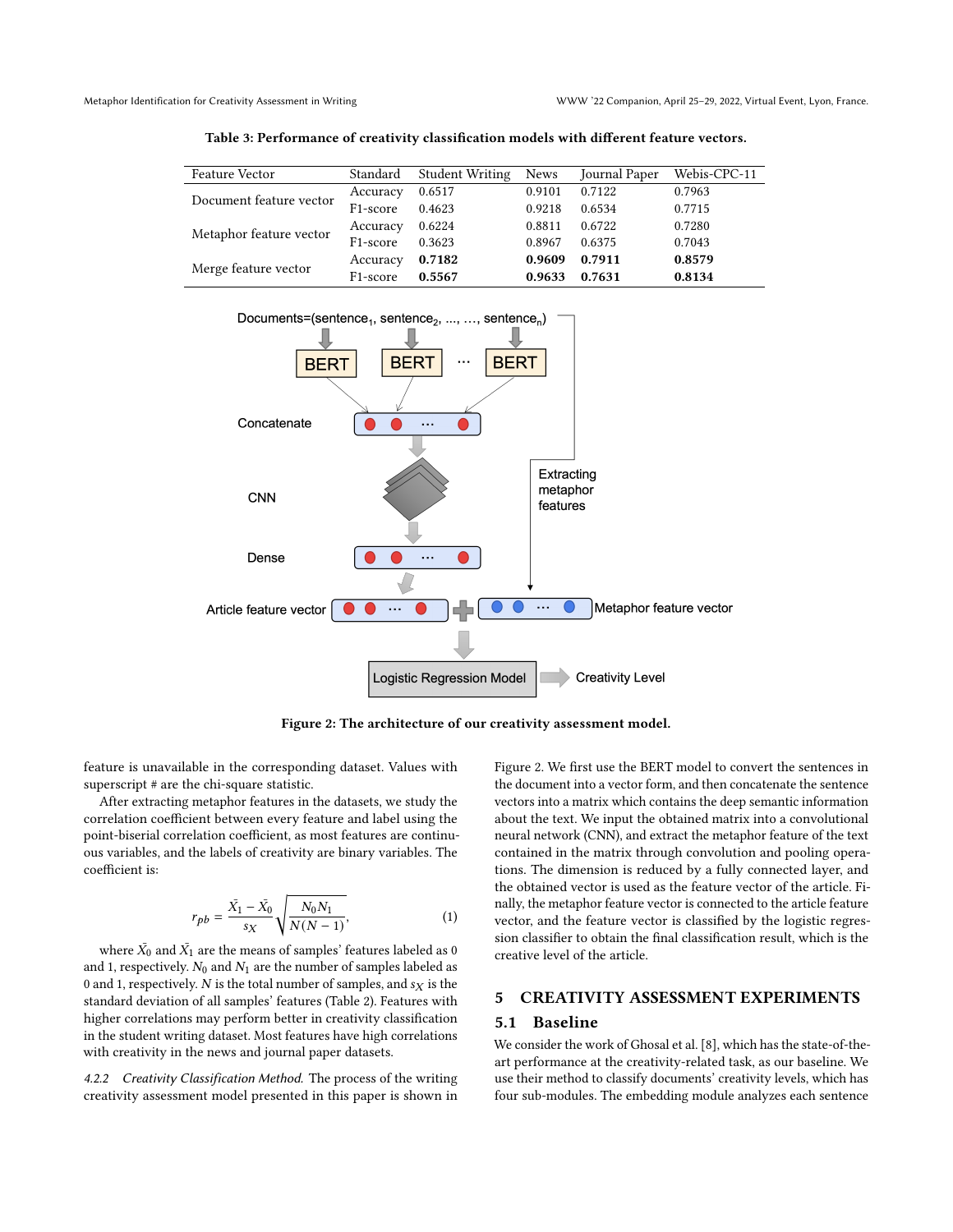**Table 3: Performance of creativity classification models with different feature vectors.**

| Feature Vector | Standard | Student Writing | News | Journal Paper | Webis-CPC-11 |
|---|---|---|---|---|---|
| Document feature vector | Accuracy | 0.6517 | 0.9101 | 0.7122 | 0.7963 |
| | F1-score | 0.4623 | 0.9218 | 0.6534 | 0.7715 |
| Metaphor feature vector | Accuracy | 0.6224 | 0.8811 | 0.6722 | 0.7280 |
| | F1-score | 0.3623 | 0.8967 | 0.6375 | 0.7043 |
| Merge feature vector | Accuracy | **0.7182** | **0.9609** | **0.7911** | **0.8579** |
| | F1-score | **0.5567** | **0.9633** | **0.7631** | **0.8134** |

**Figure 2: The architecture of our creativity assessment model.**

feature is unavailable in the corresponding dataset. Values with superscript # are the chi-square statistic.

After extracting metaphor features in the datasets, we study the correlation coefficient between every feature and label using the point-biserial correlation coefficient, as most features are continuous variables, and the labels of creativity are binary variables. The coefficient is:

$$r_{pb} = \frac{\bar{X}_1 - \bar{X}_0}{s_X}\sqrt{\frac{N_0 N_1}{N(N-1)}}, \tag{1}$$

where $\bar{X}_0$ and $\bar{X}_1$ are the means of samples' features labeled as 0 and 1, respectively. $N_0$ and $N_1$ are the number of samples labeled as 0 and 1, respectively. $N$ is the total number of samples, and $s_X$ is the standard deviation of all samples' features (Table 2). Features with higher correlations may perform better in creativity classification in the student writing dataset. Most features have high correlations with creativity in the news and journal paper datasets.

*4.2.2 Creativity Classification Method.* The process of the writing creativity assessment model presented in this paper is shown in Figure 2. We first use the BERT model to convert the sentences in the document into a vector form, and then concatenate the sentence vectors into a matrix which contains the deep semantic information about the text. We input the obtained matrix into a convolutional neural network (CNN), and extract the metaphor feature of the text contained in the matrix through convolution and pooling operations. The dimension is reduced by a fully connected layer, and the obtained vector is used as the feature vector of the article. Finally, the metaphor feature vector is connected to the article feature vector, and the feature vector is classified by the logistic regression classifier to obtain the final classification result, which is the creative level of the article.

## 5 CREATIVITY ASSESSMENT EXPERIMENTS

### 5.1 Baseline

We consider the work of Ghosal et al. [8], which has the state-of-the-art performance at the creativity-related task, as our baseline. We use their method to classify documents' creativity levels, which has four sub-modules. The embedding module analyzes each sentence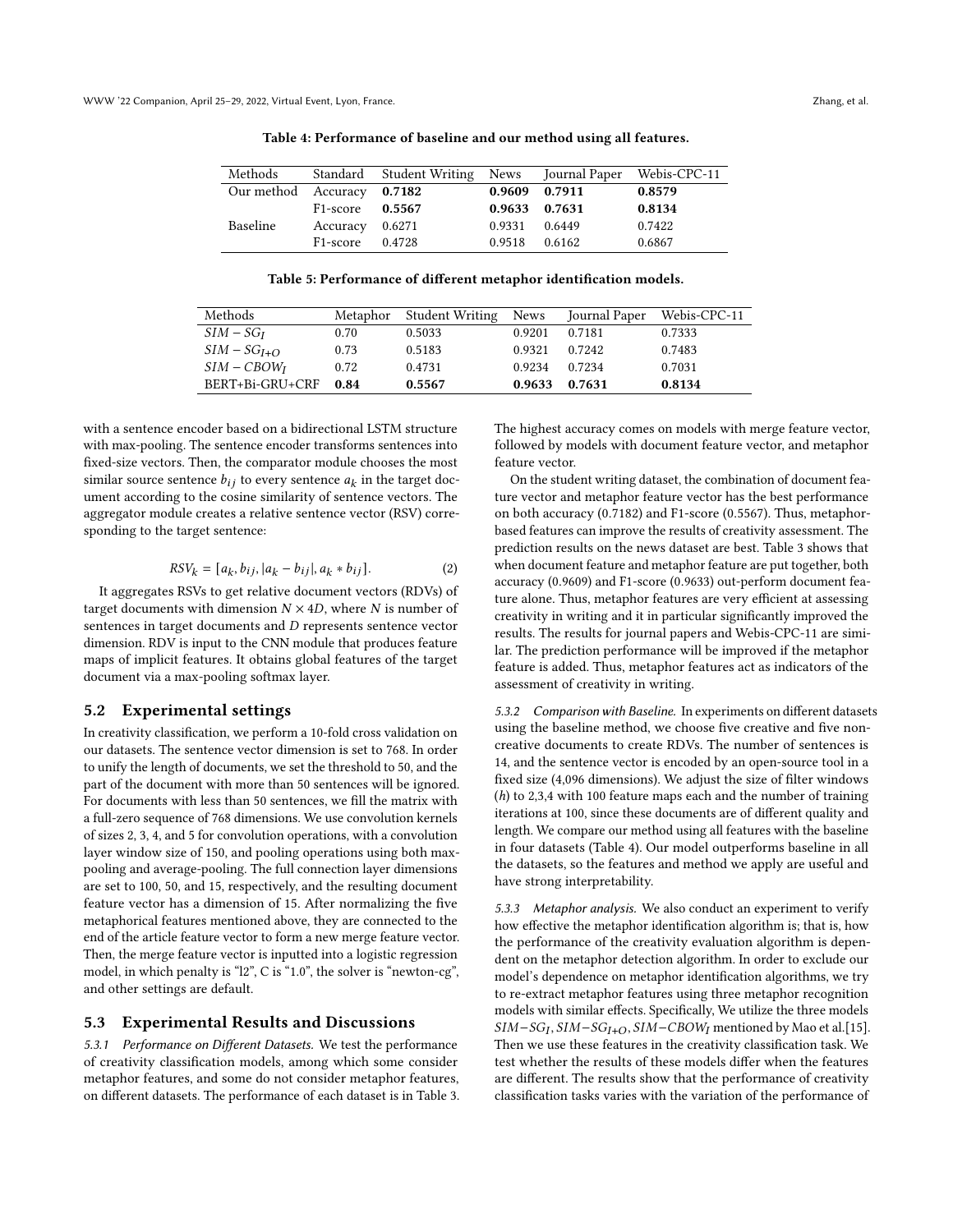**Table 4: Performance of baseline and our method using all features.**

| Methods | Standard | Student Writing | News | Journal Paper | Webis-CPC-11 |
|---|---|---|---|---|---|
| Our method | Accuracy | **0.7182** | **0.9609** | **0.7911** | **0.8579** |
| | F1-score | **0.5567** | **0.9633** | **0.7631** | **0.8134** |
| Baseline | Accuracy | 0.6271 | 0.9331 | 0.6449 | 0.7422 |
| | F1-score | 0.4728 | 0.9518 | 0.6162 | 0.6867 |

**Table 5: Performance of different metaphor identification models.**

| Methods | Metaphor | Student Writing | News | Journal Paper | Webis-CPC-11 |
|---|---|---|---|---|---|
| $SIM - SG_I$ | 0.70 | 0.5033 | 0.9201 | 0.7181 | 0.7333 |
| $SIM - SG_{I+O}$ | 0.73 | 0.5183 | 0.9321 | 0.7242 | 0.7483 |
| $SIM - CBOW_I$ | 0.72 | 0.4731 | 0.9234 | 0.7234 | 0.7031 |
| BERT+Bi-GRU+CRF | **0.84** | **0.5567** | **0.9633** | **0.7631** | **0.8134** |

with a sentence encoder based on a bidirectional LSTM structure with max-pooling. The sentence encoder transforms sentences into fixed-size vectors. Then, the comparator module chooses the most similar source sentence $b_{ij}$ to every sentence $a_k$ in the target document according to the cosine similarity of sentence vectors. The aggregator module creates a relative sentence vector (RSV) corresponding to the target sentence:

$$RSV_k = [a_k, b_{ij}, |a_k - b_{ij}|, a_k * b_{ij}]. \tag{2}$$

It aggregates RSVs to get relative document vectors (RDVs) of target documents with dimension $N \times 4D$, where $N$ is number of sentences in target documents and $D$ represents sentence vector dimension. RDV is input to the CNN module that produces feature maps of implicit features. It obtains global features of the target document via a max-pooling softmax layer.

## 5.2 Experimental settings

In creativity classification, we perform a 10-fold cross validation on our datasets. The sentence vector dimension is set to 768. In order to unify the length of documents, we set the threshold to 50, and the part of the document with more than 50 sentences will be ignored. For documents with less than 50 sentences, we fill the matrix with a full-zero sequence of 768 dimensions. We use convolution kernels of sizes 2, 3, 4, and 5 for convolution operations, with a convolution layer window size of 150, and pooling operations using both max-pooling and average-pooling. The full connection layer dimensions are set to 100, 50, and 15, respectively, and the resulting document feature vector has a dimension of 15. After normalizing the five metaphorical features mentioned above, they are connected to the end of the article feature vector to form a new merge feature vector. Then, the merge feature vector is inputted into a logistic regression model, in which penalty is "l2", C is "1.0", the solver is "newton-cg", and other settings are default.

## 5.3 Experimental Results and Discussions

*5.3.1 Performance on Different Datasets.* We test the performance of creativity classification models, among which some consider metaphor features, and some do not consider metaphor features, on different datasets. The performance of each dataset is in Table 3. The highest accuracy comes on models with merge feature vector, followed by models with document feature vector, and metaphor feature vector.

On the student writing dataset, the combination of document feature vector and metaphor feature vector has the best performance on both accuracy (0.7182) and F1-score (0.5567). Thus, metaphor-based features can improve the results of creativity assessment. The prediction results on the news dataset are best. Table 3 shows that when document feature and metaphor feature are put together, both accuracy (0.9609) and F1-score (0.9633) out-perform document feature alone. Thus, metaphor features are very efficient at assessing creativity in writing and it in particular significantly improved the results. The results for journal papers and Webis-CPC-11 are similar. The prediction performance will be improved if the metaphor feature is added. Thus, metaphor features act as indicators of the assessment of creativity in writing.

*5.3.2 Comparison with Baseline.* In experiments on different datasets using the baseline method, we choose five creative and five non-creative documents to create RDVs. The number of sentences is 14, and the sentence vector is encoded by an open-source tool in a fixed size (4,096 dimensions). We adjust the size of filter windows ($h$) to 2,3,4 with 100 feature maps each and the number of training iterations at 100, since these documents are of different quality and length. We compare our method using all features with the baseline in four datasets (Table 4). Our model outperforms baseline in all the datasets, so the features and method we apply are useful and have strong interpretability.

*5.3.3 Metaphor analysis.* We also conduct an experiment to verify how effective the metaphor identification algorithm is; that is, how the performance of the creativity evaluation algorithm is dependent on the metaphor detection algorithm. In order to exclude our model's dependence on metaphor identification algorithms, we try to re-extract metaphor features using three metaphor recognition models with similar effects. Specifically, We utilize the three models $SIM-SG_I$, $SIM-SG_{I+O}$, $SIM-CBOW_I$ mentioned by Mao et al.[15]. Then we use these features in the creativity classification task. We test whether the results of these models differ when the features are different. The results show that the performance of creativity classification tasks varies with the variation of the performance of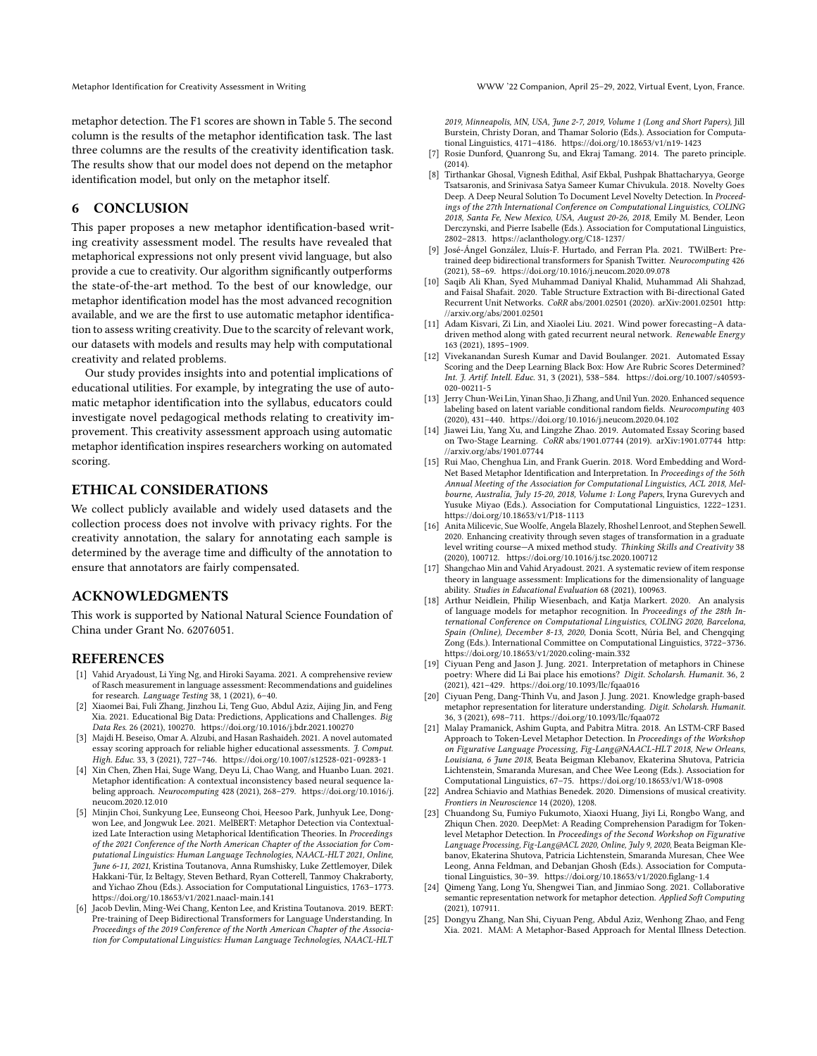metaphor detection. The F1 scores are shown in Table 5. The second column is the results of the metaphor identification task. The last three columns are the results of the creativity identification task. The results show that our model does not depend on the metaphor identification model, but only on the metaphor itself.

## 6 CONCLUSION

This paper proposes a new metaphor identification-based writing creativity assessment model. The results have revealed that metaphorical expressions not only present vivid language, but also provide a cue to creativity. Our algorithm significantly outperforms the state-of-the-art method. To the best of our knowledge, our metaphor identification model has the most advanced recognition available, and we are the first to use automatic metaphor identification to assess writing creativity. Due to the scarcity of relevant work, our datasets with models and results may help with computational creativity and related problems.

Our study provides insights into and potential implications of educational utilities. For example, by integrating the use of automatic metaphor identification into the syllabus, educators could investigate novel pedagogical methods relating to creativity improvement. This creativity assessment approach using automatic metaphor identification inspires researchers working on automated scoring.

## ETHICAL CONSIDERATIONS

We collect publicly available and widely used datasets and the collection process does not involve with privacy rights. For the creativity annotation, the salary for annotating each sample is determined by the average time and difficulty of the annotation to ensure that annotators are fairly compensated.

## ACKNOWLEDGMENTS

This work is supported by National Natural Science Foundation of China under Grant No. 62076051.

## REFERENCES

[1] Vahid Aryadoust, Li Ying Ng, and Hiroki Sayama. 2021. A comprehensive review of Rasch measurement in language assessment: Recommendations and guidelines for research. *Language Testing* 38, 1 (2021), 6–40.

[2] Xiaomei Bai, Fuli Zhang, Jinzhou Li, Teng Guo, Abdul Aziz, Aijing Jin, and Feng Xia. 2021. Educational Big Data: Predictions, Applications and Challenges. *Big Data Res.* 26 (2021), 100270. https://doi.org/10.1016/j.bdr.2021.100270

[3] Majdi H. Beseiso, Omar A. Alzubi, and Hasan Rashaideh. 2021. A novel automated essay scoring approach for reliable higher educational assessments. *J. Comput. High. Educ.* 33, 3 (2021), 727–746. https://doi.org/10.1007/s12528-021-09283-1

[4] Xin Chen, Zhen Hai, Suge Wang, Deyu Li, Chao Wang, and Huanbo Luan. 2021. Metaphor identification: A contextual inconsistency based neural sequence labeling approach. *Neurocomputing* 428 (2021), 268–279. https://doi.org/10.1016/j.neucom.2020.12.010

[5] Minjin Choi, Sunkyung Lee, Eunseong Choi, Heesoo Park, Junhyuk Lee, Dongwon Lee, and Jongwuk Lee. 2021. MelBERT: Metaphor Detection via Contextualized Late Interaction using Metaphorical Identification Theories. In *Proceedings of the 2021 Conference of the North American Chapter of the Association for Computational Linguistics: Human Language Technologies, NAACL-HLT 2021, Online, June 6-11, 2021*, Kristina Toutanova, Anna Rumshisky, Luke Zettlemoyer, Dilek Hakkani-Tür, Iz Beltagy, Steven Bethard, Ryan Cotterell, Tanmoy Chakraborty, and Yichao Zhou (Eds.). Association for Computational Linguistics, 1763–1773. https://doi.org/10.18653/v1/2021.naacl-main.141

[6] Jacob Devlin, Ming-Wei Chang, Kenton Lee, and Kristina Toutanova. 2019. BERT: Pre-training of Deep Bidirectional Transformers for Language Understanding. In *Proceedings of the 2019 Conference of the North American Chapter of the Association for Computational Linguistics: Human Language Technologies, NAACL-HLT 2019, Minneapolis, MN, USA, June 2-7, 2019, Volume 1 (Long and Short Papers)*, Jill Burstein, Christy Doran, and Thamar Solorio (Eds.). Association for Computational Linguistics, 4171–4186. https://doi.org/10.18653/v1/n19-1423

[7] Rosie Dunford, Quanrong Su, and Ekraj Tamang. 2014. The pareto principle. (2014).

[8] Tirthankar Ghosal, Vignesh Edithal, Asif Ekbal, Pushpak Bhattacharyya, George Tsatsaronis, and Srinivasa Satya Sameer Kumar Chivukula. 2018. Novelty Goes Deep. A Deep Neural Solution To Document Level Novelty Detection. In *Proceedings of the 27th International Conference on Computational Linguistics, COLING 2018, Santa Fe, New Mexico, USA, August 20-26, 2018*, Emily M. Bender, Leon Derczynski, and Pierre Isabelle (Eds.). Association for Computational Linguistics, 2802–2813. https://aclanthology.org/C18-1237/

[9] José-Ángel González, Lluís-F. Hurtado, and Ferran Pla. 2021. TWilBert: Pre-trained deep bidirectional transformers for Spanish Twitter. *Neurocomputing* 426 (2021), 58–69. https://doi.org/10.1016/j.neucom.2020.09.078

[10] Saqib Ali Khan, Syed Muhammad Daniyal Khalid, Muhammad Ali Shahzad, and Faisal Shafait. 2020. Table Structure Extraction with Bi-directional Gated Recurrent Unit Networks. *CoRR* abs/2001.02501 (2020). arXiv:2001.02501 http://arxiv.org/abs/2001.02501

[11] Adam Kisvari, Zi Lin, and Xiaolei Liu. 2021. Wind power forecasting–A data-driven method along with gated recurrent neural network. *Renewable Energy* 163 (2021), 1895–1909.

[12] Vivekanandan Suresh Kumar and David Boulanger. 2021. Automated Essay Scoring and the Deep Learning Black Box: How Are Rubric Scores Determined? *Int. J. Artif. Intell. Educ.* 31, 3 (2021), 538–584. https://doi.org/10.1007/s40593-020-00211-5

[13] Jerry Chun-Wei Lin, Yinan Shao, Ji Zhang, and Unil Yun. 2020. Enhanced sequence labeling based on latent variable conditional random fields. *Neurocomputing* 403 (2020), 431–440. https://doi.org/10.1016/j.neucom.2020.04.102

[14] Jiawei Liu, Yang Xu, and Lingzhe Zhao. 2019. Automated Essay Scoring based on Two-Stage Learning. *CoRR* abs/1901.07744 (2019). arXiv:1901.07744 http://arxiv.org/abs/1901.07744

[15] Rui Mao, Chenghua Lin, and Frank Guerin. 2018. Word Embedding and WordNet Based Metaphor Identification and Interpretation. In *Proceedings of the 56th Annual Meeting of the Association for Computational Linguistics, ACL 2018, Melbourne, Australia, July 15-20, 2018, Volume 1: Long Papers*, Iryna Gurevych and Yusuke Miyao (Eds.). Association for Computational Linguistics, 1222–1231. https://doi.org/10.18653/v1/P18-1113

[16] Anita Milicevic, Sue Woolfe, Angela Blazely, Rhoshel Lenroot, and Stephen Sewell. 2020. Enhancing creativity through seven stages of transformation in a graduate level writing course—A mixed method study. *Thinking Skills and Creativity* 38 (2020), 100712. https://doi.org/10.1016/j.tsc.2020.100712

[17] Shangchao Min and Vahid Aryadoust. 2021. A systematic review of item response theory in language assessment: Implications for the dimensionality of language ability. *Studies in Educational Evaluation* 68 (2021), 100963.

[18] Arthur Neidlein, Philip Wiesenbach, and Katja Markert. 2020. An analysis of language models for metaphor recognition. In *Proceedings of the 28th International Conference on Computational Linguistics, COLING 2020, Barcelona, Spain (Online), December 8-13, 2020*, Donia Scott, Núria Bel, and Chengqing Zong (Eds.). International Committee on Computational Linguistics, 3722–3736. https://doi.org/10.18653/v1/2020.coling-main.332

[19] Ciyuan Peng and Jason J. Jung. 2021. Interpretation of metaphors in Chinese poetry: Where did Li Bai place his emotions? *Digit. Scholarsh. Humanit.* 36, 2 (2021), 421–429. https://doi.org/10.1093/llc/fqaa016

[20] Ciyuan Peng, Dang-Thinh Vu, and Jason J. Jung. 2021. Knowledge graph-based metaphor representation for literature understanding. *Digit. Scholarsh. Humanit.* 36, 3 (2021), 698–711. https://doi.org/10.1093/llc/fqaa072

[21] Malay Pramanick, Ashim Gupta, and Pabitra Mitra. 2018. An LSTM-CRF Based Approach to Token-Level Metaphor Detection. In *Proceedings of the Workshop on Figurative Language Processing, Fig-Lang@NAACL-HLT 2018, New Orleans, Louisiana, 6 June 2018*, Beata Beigman Klebanov, Ekaterina Shutova, Patricia Lichtenstein, Smaranda Muresan, and Chee Wee Leong (Eds.). Association for Computational Linguistics, 67–75. https://doi.org/10.18653/v1/W18-0908

[22] Andrea Schiavio and Mathias Benedek. 2020. Dimensions of musical creativity. *Frontiers in Neuroscience* 14 (2020), 1208.

[23] Chuandong Su, Fumiyo Fukumoto, Xiaoxi Huang, Jiyi Li, Rongbo Wang, and Zhiqun Chen. 2020. DeepMet: A Reading Comprehension Paradigm for Token-level Metaphor Detection. In *Proceedings of the Second Workshop on Figurative Language Processing, Fig-Lang@ACL 2020, Online, July 9, 2020*, Beata Beigman Klebanov, Ekaterina Shutova, Patricia Lichtenstein, Smaranda Muresan, Chee Wee Leong, Anna Feldman, and Debanjan Ghosh (Eds.). Association for Computational Linguistics, 30–39. https://doi.org/10.18653/v1/2020.figlang-1.4

[24] Qimeng Yang, Long Yu, Shengwei Tian, and Jinmiao Song. 2021. Collaborative semantic representation network for metaphor detection. *Applied Soft Computing* (2021), 107911.

[25] Dongyu Zhang, Nan Shi, Ciyuan Peng, Abdul Aziz, Wenhong Zhao, and Feng Xia. 2021. MAM: A Metaphor-Based Approach for Mental Illness Detection.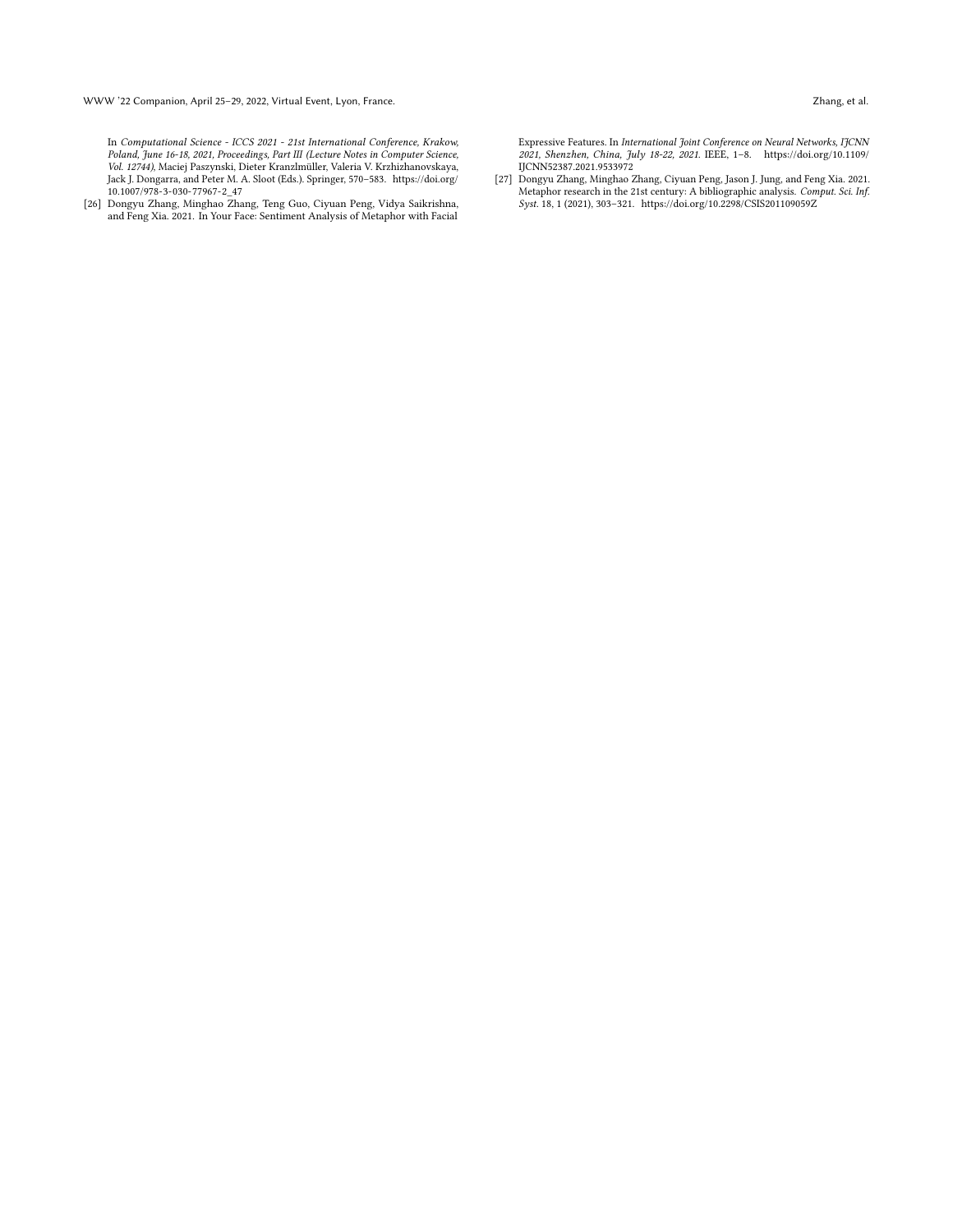In *Computational Science - ICCS 2021 - 21st International Conference, Krakow, Poland, June 16-18, 2021, Proceedings, Part III (Lecture Notes in Computer Science, Vol. 12744)*, Maciej Paszynski, Dieter Kranzlmüller, Valeria V. Krzhizhanovskaya, Jack J. Dongarra, and Peter M. A. Sloot (Eds.). Springer, 570–583. https://doi.org/10.1007/978-3-030-77967-2_47

[26] Dongyu Zhang, Minghao Zhang, Teng Guo, Ciyuan Peng, Vidya Saikrishna, and Feng Xia. 2021. In Your Face: Sentiment Analysis of Metaphor with Facial Expressive Features. In *International Joint Conference on Neural Networks, IJCNN 2021, Shenzhen, China, July 18-22, 2021*. IEEE, 1–8. https://doi.org/10.1109/IJCNN52387.2021.9533972

[27] Dongyu Zhang, Minghao Zhang, Ciyuan Peng, Jason J. Jung, and Feng Xia. 2021. Metaphor research in the 21st century: A bibliographic analysis. *Comput. Sci. Inf. Syst.* 18, 1 (2021), 303–321. https://doi.org/10.2298/CSIS201109059Z